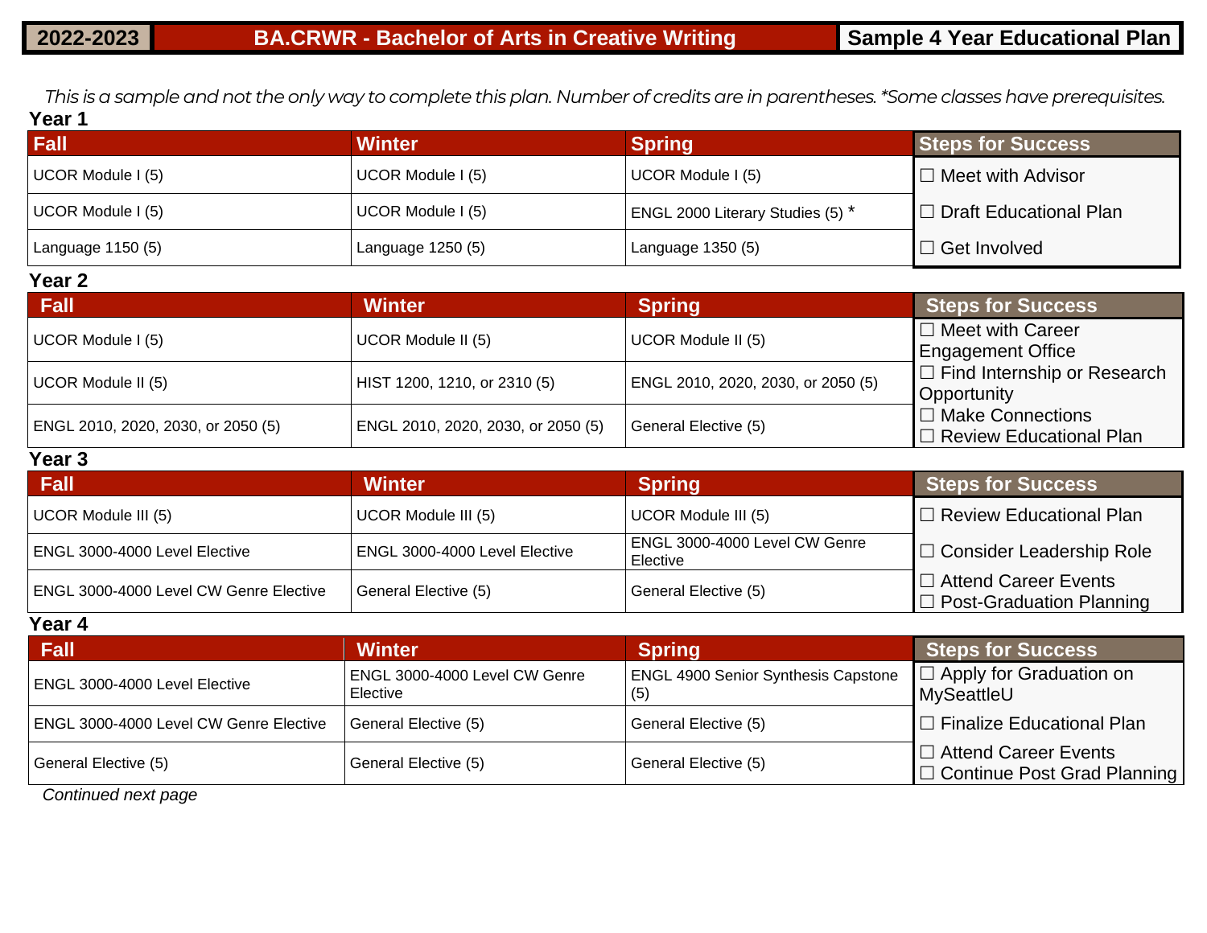| 2022-2023 | BA.CRWR - Bachelor of Arts in Creative Writing | Sample 4 Year Educational Plan |
|---|---|---|

*This is a sample and not the only way to complete this plan. Number of credits are in parentheses. *Some classes have prerequisites.*

**Year 1**

| Fall | Winter | Spring | Steps for Success |
|---|---|---|---|
| UCOR Module I (5) | UCOR Module I (5) | UCOR Module I (5) | ☐ Meet with Advisor |
| UCOR Module I (5) | UCOR Module I (5) | ENGL 2000 Literary Studies (5) * | ☐ Draft Educational Plan |
| Language 1150 (5) | Language 1250 (5) | Language 1350 (5) | ☐ Get Involved |

**Year 2**

| Fall | Winter | Spring | Steps for Success |
|---|---|---|---|
| UCOR Module I (5) | UCOR Module II (5) | UCOR Module II (5) | ☐ Meet with Career Engagement Office |
| UCOR Module II (5) | HIST 1200, 1210, or 2310 (5) | ENGL 2010, 2020, 2030, or 2050 (5) | ☐ Find Internship or Research Opportunity |
| ENGL 2010, 2020, 2030, or 2050 (5) | ENGL 2010, 2020, 2030, or 2050 (5) | General Elective (5) | ☐ Make Connections<br>☐ Review Educational Plan |

**Year 3**

| Fall | Winter | Spring | Steps for Success |
|---|---|---|---|
| UCOR Module III (5) | UCOR Module III (5) | UCOR Module III (5) | ☐ Review Educational Plan |
| ENGL 3000-4000 Level Elective | ENGL 3000-4000 Level Elective | ENGL 3000-4000 Level CW Genre Elective | ☐ Consider Leadership Role |
| ENGL 3000-4000 Level CW Genre Elective | General Elective (5) | General Elective (5) | ☐ Attend Career Events<br>☐ Post-Graduation Planning |

**Year 4**

| Fall | Winter | Spring | Steps for Success |
|---|---|---|---|
| ENGL 3000-4000 Level Elective | ENGL 3000-4000 Level CW Genre Elective | ENGL 4900 Senior Synthesis Capstone (5) | ☐ Apply for Graduation on MySeattleU |
| ENGL 3000-4000 Level CW Genre Elective | General Elective (5) | General Elective (5) | ☐ Finalize Educational Plan |
| General Elective (5) | General Elective (5) | General Elective (5) | ☐ Attend Career Events<br>☐ Continue Post Grad Planning |

*Continued next page*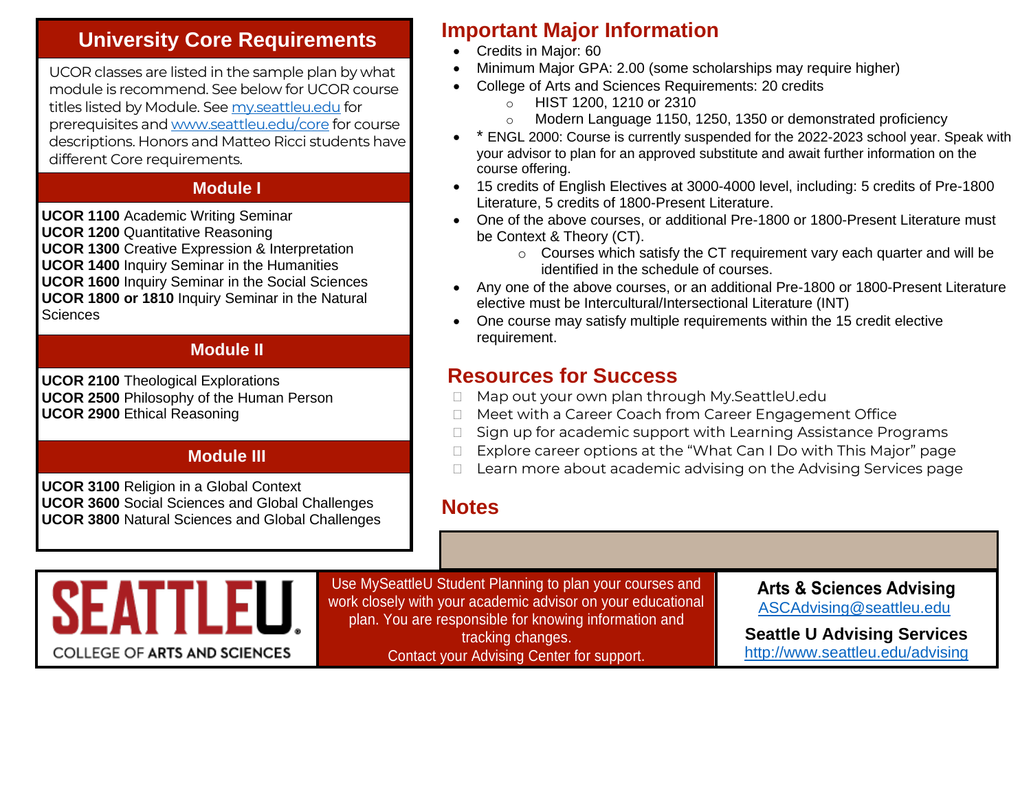## University Core Requirements

UCOR classes are listed in the sample plan by what module is recommend. See below for UCOR course titles listed by Module. See my.seattleu.edu for prerequisites and www.seattleu.edu/core for course descriptions. Honors and Matteo Ricci students have different Core requirements.

### Module I

**UCOR 1100** Academic Writing Seminar
**UCOR 1200** Quantitative Reasoning
**UCOR 1300** Creative Expression & Interpretation
**UCOR 1400** Inquiry Seminar in the Humanities
**UCOR 1600** Inquiry Seminar in the Social Sciences
**UCOR 1800 or 1810** Inquiry Seminar in the Natural Sciences

### Module II

**UCOR 2100** Theological Explorations
**UCOR 2500** Philosophy of the Human Person
**UCOR 2900** Ethical Reasoning

### Module III

**UCOR 3100** Religion in a Global Context
**UCOR 3600** Social Sciences and Global Challenges
**UCOR 3800** Natural Sciences and Global Challenges

## Important Major Information

- Credits in Major: 60
- Minimum Major GPA: 2.00 (some scholarships may require higher)
- College of Arts and Sciences Requirements: 20 credits
  - HIST 1200, 1210 or 2310
  - Modern Language 1150, 1250, 1350 or demonstrated proficiency
- * ENGL 2000: Course is currently suspended for the 2022-2023 school year. Speak with your advisor to plan for an approved substitute and await further information on the course offering.
- 15 credits of English Electives at 3000-4000 level, including: 5 credits of Pre-1800 Literature, 5 credits of 1800-Present Literature.
- One of the above courses, or additional Pre-1800 or 1800-Present Literature must be Context & Theory (CT).
  - Courses which satisfy the CT requirement vary each quarter and will be identified in the schedule of courses.
- Any one of the above courses, or an additional Pre-1800 or 1800-Present Literature elective must be Intercultural/Intersectional Literature (INT)
- One course may satisfy multiple requirements within the 15 credit elective requirement.

## Resources for Success

- Map out your own plan through My.SeattleU.edu
- Meet with a Career Coach from Career Engagement Office
- Sign up for academic support with Learning Assistance Programs
- Explore career options at the "What Can I Do with This Major" page
- Learn more about academic advising on the Advising Services page

## Notes

SEATTLEU
COLLEGE OF ARTS AND SCIENCES

Use MySeattleU Student Planning to plan your courses and work closely with your academic advisor on your educational plan. You are responsible for knowing information and tracking changes.
Contact your Advising Center for support.

**Arts & Sciences Advising**
ASCAdvising@seattleu.edu

**Seattle U Advising Services**
http://www.seattleu.edu/advising